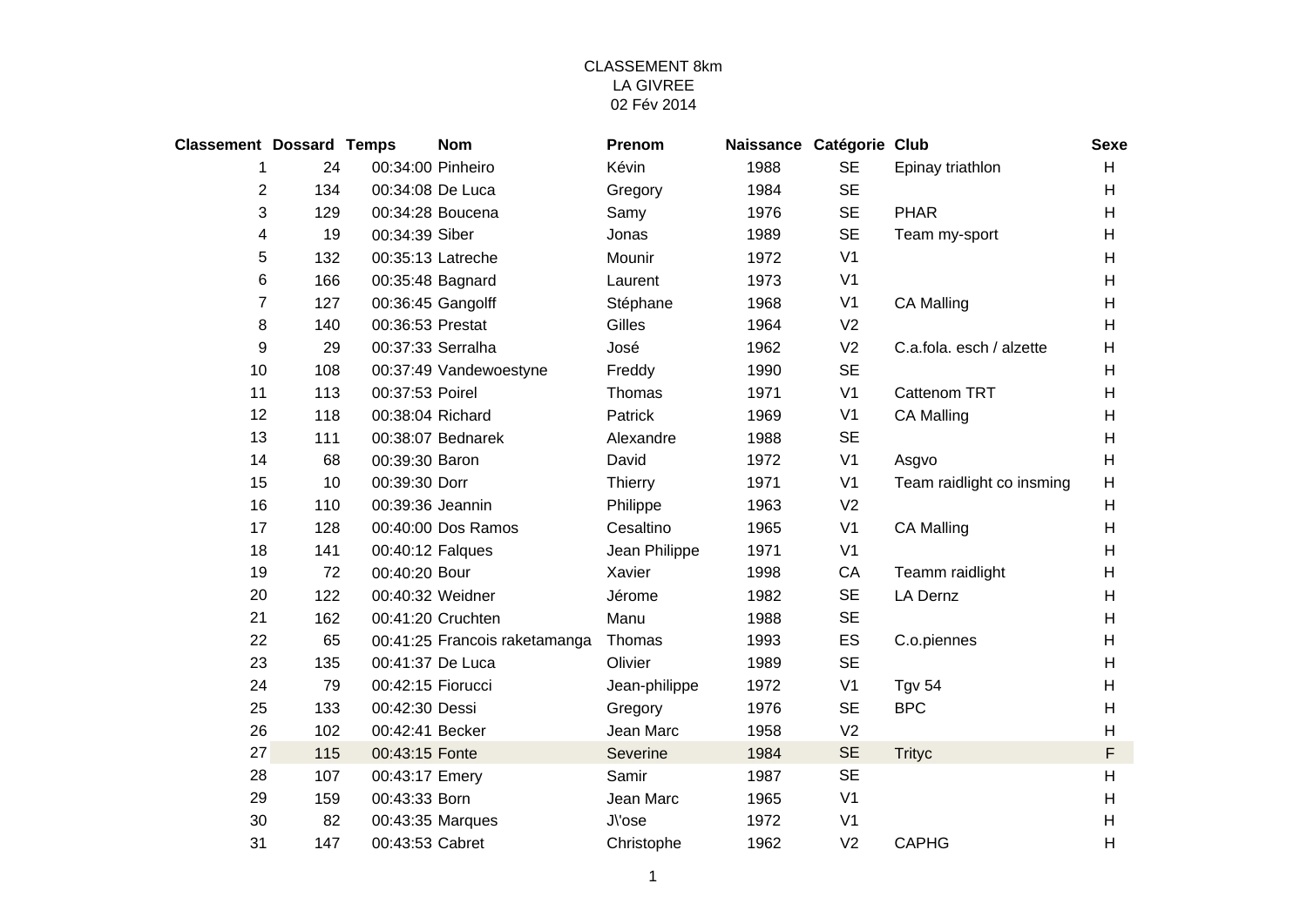CLASSEMENT 8km
LA GIVREE
02 Fév 2014

| Classement | Dossard | Temps | Nom | Prenom | Naissance | Catégorie | Club | Sexe |
|---|---|---|---|---|---|---|---|---|
| 1 | 24 | 00:34:00 | Pinheiro | Kévin | 1988 | SE | Epinay triathlon | H |
| 2 | 134 | 00:34:08 | De Luca | Gregory | 1984 | SE | | H |
| 3 | 129 | 00:34:28 | Boucena | Samy | 1976 | SE | PHAR | H |
| 4 | 19 | 00:34:39 | Siber | Jonas | 1989 | SE | Team my-sport | H |
| 5 | 132 | 00:35:13 | Latreche | Mounir | 1972 | V1 | | H |
| 6 | 166 | 00:35:48 | Bagnard | Laurent | 1973 | V1 | | H |
| 7 | 127 | 00:36:45 | Gangolff | Stéphane | 1968 | V1 | CA Malling | H |
| 8 | 140 | 00:36:53 | Prestat | Gilles | 1964 | V2 | | H |
| 9 | 29 | 00:37:33 | Serralha | José | 1962 | V2 | C.a.fola. esch / alzette | H |
| 10 | 108 | 00:37:49 | Vandewoestyne | Freddy | 1990 | SE | | H |
| 11 | 113 | 00:37:53 | Poirel | Thomas | 1971 | V1 | Cattenom TRT | H |
| 12 | 118 | 00:38:04 | Richard | Patrick | 1969 | V1 | CA Malling | H |
| 13 | 111 | 00:38:07 | Bednarek | Alexandre | 1988 | SE | | H |
| 14 | 68 | 00:39:30 | Baron | David | 1972 | V1 | Asgvo | H |
| 15 | 10 | 00:39:30 | Dorr | Thierry | 1971 | V1 | Team raidlight co insming | H |
| 16 | 110 | 00:39:36 | Jeannin | Philippe | 1963 | V2 | | H |
| 17 | 128 | 00:40:00 | Dos Ramos | Cesaltino | 1965 | V1 | CA Malling | H |
| 18 | 141 | 00:40:12 | Falques | Jean Philippe | 1971 | V1 | | H |
| 19 | 72 | 00:40:20 | Bour | Xavier | 1998 | CA | Teamm raidlight | H |
| 20 | 122 | 00:40:32 | Weidner | Jérome | 1982 | SE | LA Dernz | H |
| 21 | 162 | 00:41:20 | Cruchten | Manu | 1988 | SE | | H |
| 22 | 65 | 00:41:25 | Francois raketamanga | Thomas | 1993 | ES | C.o.piennes | H |
| 23 | 135 | 00:41:37 | De Luca | Olivier | 1989 | SE | | H |
| 24 | 79 | 00:42:15 | Fiorucci | Jean-philippe | 1972 | V1 | Tgv 54 | H |
| 25 | 133 | 00:42:30 | Dessi | Gregory | 1976 | SE | BPC | H |
| 26 | 102 | 00:42:41 | Becker | Jean Marc | 1958 | V2 | | H |
| 27 | 115 | 00:43:15 | Fonte | Severine | 1984 | SE | Trityc | F |
| 28 | 107 | 00:43:17 | Emery | Samir | 1987 | SE | | H |
| 29 | 159 | 00:43:33 | Born | Jean Marc | 1965 | V1 | | H |
| 30 | 82 | 00:43:35 | Marques | J\'ose | 1972 | V1 | | H |
| 31 | 147 | 00:43:53 | Cabret | Christophe | 1962 | V2 | CAPHG | H |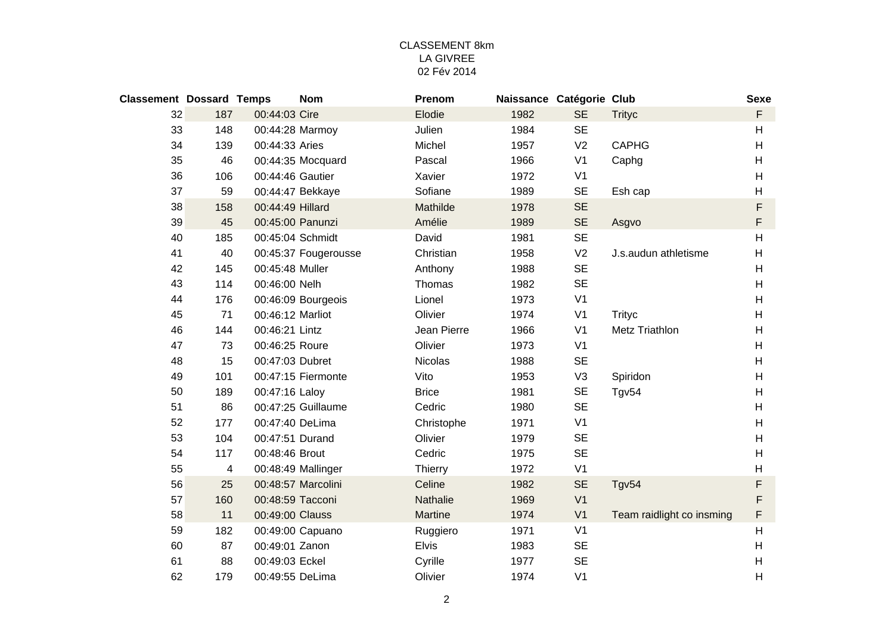CLASSEMENT 8km
LA GIVREE
02 Fév 2014

| Classement | Dossard | Temps | Nom | Prenom | Naissance | Catégorie | Club | Sexe |
|---|---|---|---|---|---|---|---|---|
| 32 | 187 | 00:44:03 | Cire | Elodie | 1982 | SE | Trityc | F |
| 33 | 148 | 00:44:28 | Marmoy | Julien | 1984 | SE | | H |
| 34 | 139 | 00:44:33 | Aries | Michel | 1957 | V2 | CAPHG | H |
| 35 | 46 | 00:44:35 | Mocquard | Pascal | 1966 | V1 | Caphg | H |
| 36 | 106 | 00:44:46 | Gautier | Xavier | 1972 | V1 | | H |
| 37 | 59 | 00:44:47 | Bekkaye | Sofiane | 1989 | SE | Esh cap | H |
| 38 | 158 | 00:44:49 | Hillard | Mathilde | 1978 | SE | | F |
| 39 | 45 | 00:45:00 | Panunzi | Amélie | 1989 | SE | Asgvo | F |
| 40 | 185 | 00:45:04 | Schmidt | David | 1981 | SE | | H |
| 41 | 40 | 00:45:37 | Fougerousse | Christian | 1958 | V2 | J.s.audun athletisme | H |
| 42 | 145 | 00:45:48 | Muller | Anthony | 1988 | SE | | H |
| 43 | 114 | 00:46:00 | Nelh | Thomas | 1982 | SE | | H |
| 44 | 176 | 00:46:09 | Bourgeois | Lionel | 1973 | V1 | | H |
| 45 | 71 | 00:46:12 | Marliot | Olivier | 1974 | V1 | Trityc | H |
| 46 | 144 | 00:46:21 | Lintz | Jean Pierre | 1966 | V1 | Metz Triathlon | H |
| 47 | 73 | 00:46:25 | Roure | Olivier | 1973 | V1 | | H |
| 48 | 15 | 00:47:03 | Dubret | Nicolas | 1988 | SE | | H |
| 49 | 101 | 00:47:15 | Fiermonte | Vito | 1953 | V3 | Spiridon | H |
| 50 | 189 | 00:47:16 | Laloy | Brice | 1981 | SE | Tgv54 | H |
| 51 | 86 | 00:47:25 | Guillaume | Cedric | 1980 | SE | | H |
| 52 | 177 | 00:47:40 | DeLima | Christophe | 1971 | V1 | | H |
| 53 | 104 | 00:47:51 | Durand | Olivier | 1979 | SE | | H |
| 54 | 117 | 00:48:46 | Brout | Cedric | 1975 | SE | | H |
| 55 | 4 | 00:48:49 | Mallinger | Thierry | 1972 | V1 | | H |
| 56 | 25 | 00:48:57 | Marcolini | Celine | 1982 | SE | Tgv54 | F |
| 57 | 160 | 00:48:59 | Tacconi | Nathalie | 1969 | V1 | | F |
| 58 | 11 | 00:49:00 | Clauss | Martine | 1974 | V1 | Team raidlight co insming | F |
| 59 | 182 | 00:49:00 | Capuano | Ruggiero | 1971 | V1 | | H |
| 60 | 87 | 00:49:01 | Zanon | Elvis | 1983 | SE | | H |
| 61 | 88 | 00:49:03 | Eckel | Cyrille | 1977 | SE | | H |
| 62 | 179 | 00:49:55 | DeLima | Olivier | 1974 | V1 | | H |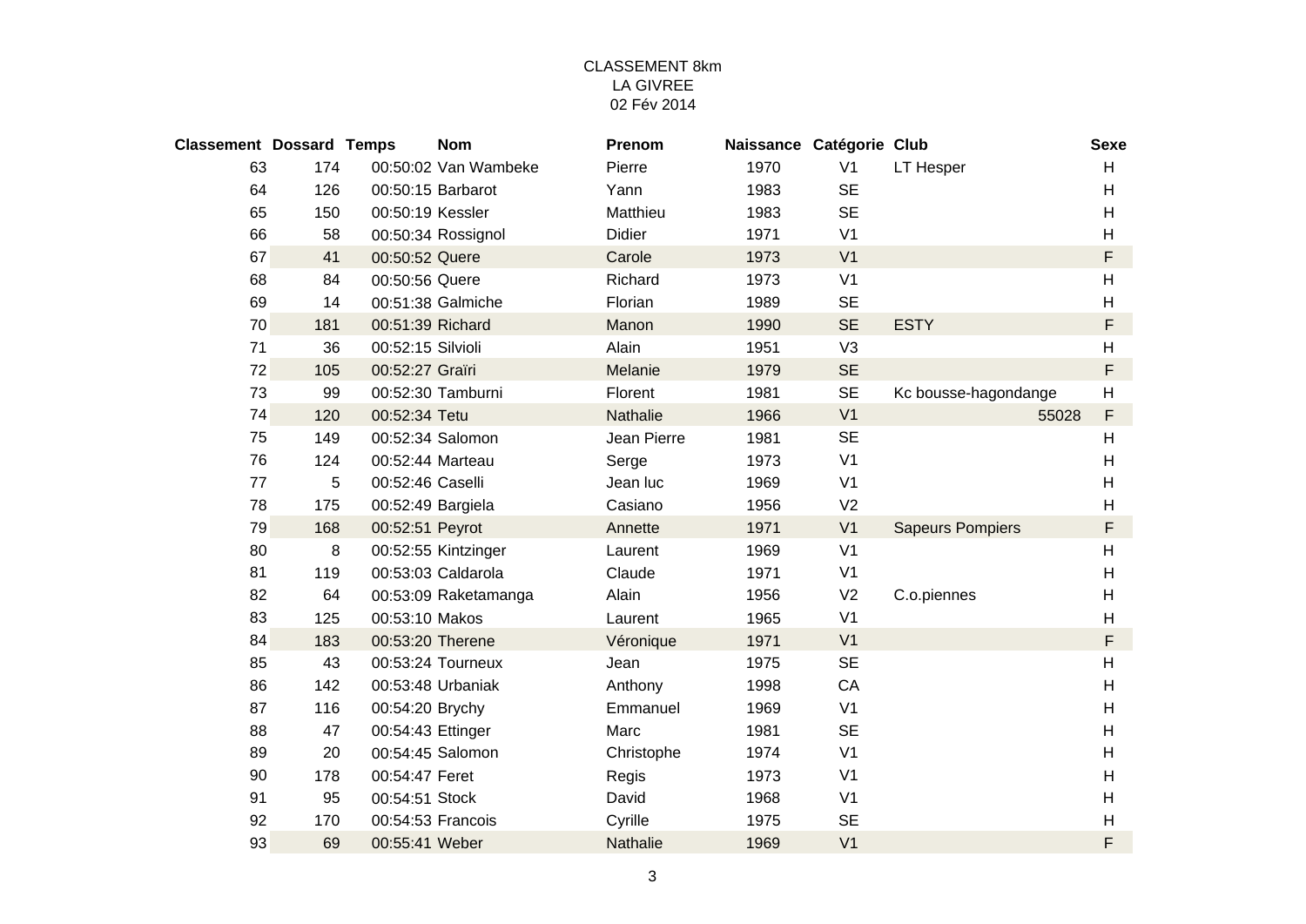CLASSEMENT 8km
LA GIVREE
02 Fév 2014

| Classement | Dossard | Temps | Nom | Prenom | Naissance | Catégorie | Club | Sexe |
|---|---|---|---|---|---|---|---|---|
| 63 | 174 | 00:50:02 | Van Wambeke | Pierre | 1970 | V1 | LT Hesper | H |
| 64 | 126 | 00:50:15 | Barbarot | Yann | 1983 | SE | | H |
| 65 | 150 | 00:50:19 | Kessler | Matthieu | 1983 | SE | | H |
| 66 | 58 | 00:50:34 | Rossignol | Didier | 1971 | V1 | | H |
| 67 | 41 | 00:50:52 | Quere | Carole | 1973 | V1 | | F |
| 68 | 84 | 00:50:56 | Quere | Richard | 1973 | V1 | | H |
| 69 | 14 | 00:51:38 | Galmiche | Florian | 1989 | SE | | H |
| 70 | 181 | 00:51:39 | Richard | Manon | 1990 | SE | ESTY | F |
| 71 | 36 | 00:52:15 | Silvioli | Alain | 1951 | V3 | | H |
| 72 | 105 | 00:52:27 | Graïri | Melanie | 1979 | SE | | F |
| 73 | 99 | 00:52:30 | Tamburni | Florent | 1981 | SE | Kc bousse-hagondange | H |
| 74 | 120 | 00:52:34 | Tetu | Nathalie | 1966 | V1 | 55028 | F |
| 75 | 149 | 00:52:34 | Salomon | Jean Pierre | 1981 | SE | | H |
| 76 | 124 | 00:52:44 | Marteau | Serge | 1973 | V1 | | H |
| 77 | 5 | 00:52:46 | Caselli | Jean luc | 1969 | V1 | | H |
| 78 | 175 | 00:52:49 | Bargiela | Casiano | 1956 | V2 | | H |
| 79 | 168 | 00:52:51 | Peyrot | Annette | 1971 | V1 | Sapeurs Pompiers | F |
| 80 | 8 | 00:52:55 | Kintzinger | Laurent | 1969 | V1 | | H |
| 81 | 119 | 00:53:03 | Caldarola | Claude | 1971 | V1 | | H |
| 82 | 64 | 00:53:09 | Raketamanga | Alain | 1956 | V2 | C.o.piennes | H |
| 83 | 125 | 00:53:10 | Makos | Laurent | 1965 | V1 | | H |
| 84 | 183 | 00:53:20 | Therene | Véronique | 1971 | V1 | | F |
| 85 | 43 | 00:53:24 | Tourneux | Jean | 1975 | SE | | H |
| 86 | 142 | 00:53:48 | Urbaniak | Anthony | 1998 | CA | | H |
| 87 | 116 | 00:54:20 | Brychy | Emmanuel | 1969 | V1 | | H |
| 88 | 47 | 00:54:43 | Ettinger | Marc | 1981 | SE | | H |
| 89 | 20 | 00:54:45 | Salomon | Christophe | 1974 | V1 | | H |
| 90 | 178 | 00:54:47 | Feret | Regis | 1973 | V1 | | H |
| 91 | 95 | 00:54:51 | Stock | David | 1968 | V1 | | H |
| 92 | 170 | 00:54:53 | Francois | Cyrille | 1975 | SE | | H |
| 93 | 69 | 00:55:41 | Weber | Nathalie | 1969 | V1 | | F |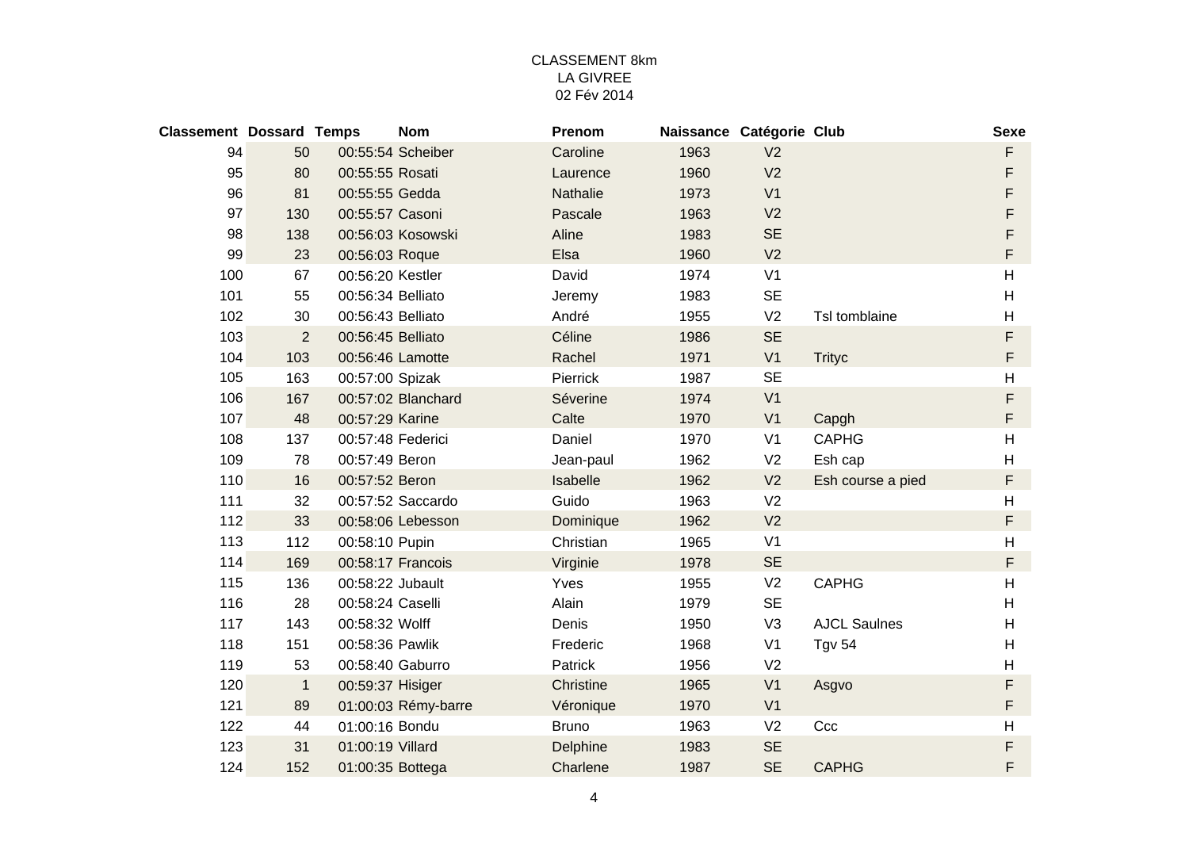CLASSEMENT 8km
LA GIVREE
02 Fév 2014

| Classement | Dossard | Temps | Nom | Prenom | Naissance | Catégorie | Club | Sexe |
|---|---|---|---|---|---|---|---|---|
| 94 | 50 | 00:55:54 | Scheiber | Caroline | 1963 | V2 | | F |
| 95 | 80 | 00:55:55 | Rosati | Laurence | 1960 | V2 | | F |
| 96 | 81 | 00:55:55 | Gedda | Nathalie | 1973 | V1 | | F |
| 97 | 130 | 00:55:57 | Casoni | Pascale | 1963 | V2 | | F |
| 98 | 138 | 00:56:03 | Kosowski | Aline | 1983 | SE | | F |
| 99 | 23 | 00:56:03 | Roque | Elsa | 1960 | V2 | | F |
| 100 | 67 | 00:56:20 | Kestler | David | 1974 | V1 | | H |
| 101 | 55 | 00:56:34 | Belliato | Jeremy | 1983 | SE | | H |
| 102 | 30 | 00:56:43 | Belliato | André | 1955 | V2 | Tsl tomblaine | H |
| 103 | 2 | 00:56:45 | Belliato | Céline | 1986 | SE | | F |
| 104 | 103 | 00:56:46 | Lamotte | Rachel | 1971 | V1 | Trityc | F |
| 105 | 163 | 00:57:00 | Spizak | Pierrick | 1987 | SE | | H |
| 106 | 167 | 00:57:02 | Blanchard | Séverine | 1974 | V1 | | F |
| 107 | 48 | 00:57:29 | Karine | Calte | 1970 | V1 | Capgh | F |
| 108 | 137 | 00:57:48 | Federici | Daniel | 1970 | V1 | CAPHG | H |
| 109 | 78 | 00:57:49 | Beron | Jean-paul | 1962 | V2 | Esh cap | H |
| 110 | 16 | 00:57:52 | Beron | Isabelle | 1962 | V2 | Esh course a pied | F |
| 111 | 32 | 00:57:52 | Saccardo | Guido | 1963 | V2 | | H |
| 112 | 33 | 00:58:06 | Lebesson | Dominique | 1962 | V2 | | F |
| 113 | 112 | 00:58:10 | Pupin | Christian | 1965 | V1 | | H |
| 114 | 169 | 00:58:17 | Francois | Virginie | 1978 | SE | | F |
| 115 | 136 | 00:58:22 | Jubault | Yves | 1955 | V2 | CAPHG | H |
| 116 | 28 | 00:58:24 | Caselli | Alain | 1979 | SE | | H |
| 117 | 143 | 00:58:32 | Wolff | Denis | 1950 | V3 | AJCL Saulnes | H |
| 118 | 151 | 00:58:36 | Pawlik | Frederic | 1968 | V1 | Tgv 54 | H |
| 119 | 53 | 00:58:40 | Gaburro | Patrick | 1956 | V2 | | H |
| 120 | 1 | 00:59:37 | Hisiger | Christine | 1965 | V1 | Asgvo | F |
| 121 | 89 | 01:00:03 | Rémy-barre | Véronique | 1970 | V1 | | F |
| 122 | 44 | 01:00:16 | Bondu | Bruno | 1963 | V2 | Ccc | H |
| 123 | 31 | 01:00:19 | Villard | Delphine | 1983 | SE | | F |
| 124 | 152 | 01:00:35 | Bottega | Charlene | 1987 | SE | CAPHG | F |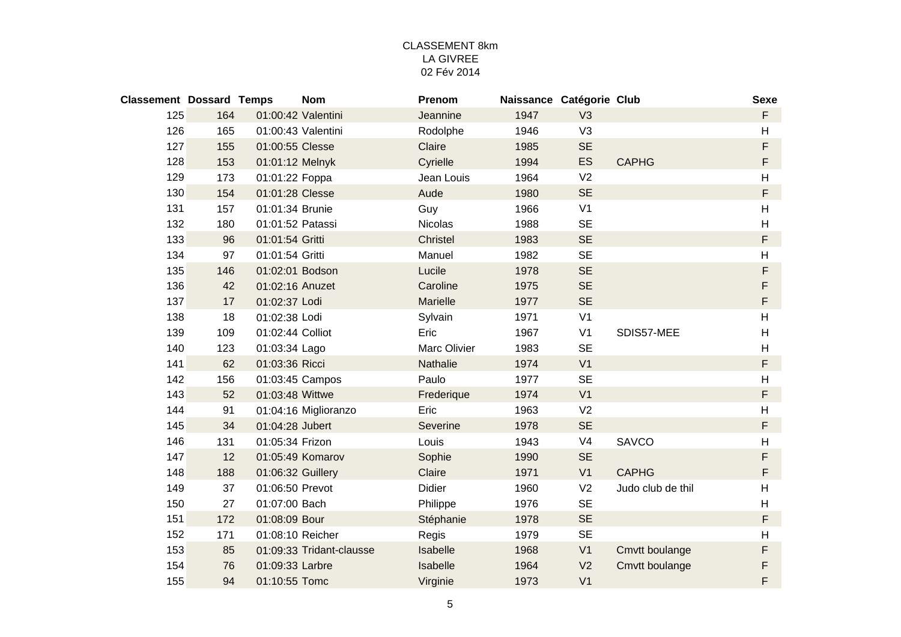CLASSEMENT 8km
LA GIVREE
02 Fév 2014

| Classement | Dossard | Temps | Nom | Prenom | Naissance | Catégorie | Club | Sexe |
|---|---|---|---|---|---|---|---|---|
| 125 | 164 | 01:00:42 | Valentini | Jeannine | 1947 | V3 | | F |
| 126 | 165 | 01:00:43 | Valentini | Rodolphe | 1946 | V3 | | H |
| 127 | 155 | 01:00:55 | Clesse | Claire | 1985 | SE | | F |
| 128 | 153 | 01:01:12 | Melnyk | Cyrielle | 1994 | ES | CAPHG | F |
| 129 | 173 | 01:01:22 | Foppa | Jean Louis | 1964 | V2 | | H |
| 130 | 154 | 01:01:28 | Clesse | Aude | 1980 | SE | | F |
| 131 | 157 | 01:01:34 | Brunie | Guy | 1966 | V1 | | H |
| 132 | 180 | 01:01:52 | Patassi | Nicolas | 1988 | SE | | H |
| 133 | 96 | 01:01:54 | Gritti | Christel | 1983 | SE | | F |
| 134 | 97 | 01:01:54 | Gritti | Manuel | 1982 | SE | | H |
| 135 | 146 | 01:02:01 | Bodson | Lucile | 1978 | SE | | F |
| 136 | 42 | 01:02:16 | Anuzet | Caroline | 1975 | SE | | F |
| 137 | 17 | 01:02:37 | Lodi | Marielle | 1977 | SE | | F |
| 138 | 18 | 01:02:38 | Lodi | Sylvain | 1971 | V1 | | H |
| 139 | 109 | 01:02:44 | Colliot | Eric | 1967 | V1 | SDIS57-MEE | H |
| 140 | 123 | 01:03:34 | Lago | Marc Olivier | 1983 | SE | | H |
| 141 | 62 | 01:03:36 | Ricci | Nathalie | 1974 | V1 | | F |
| 142 | 156 | 01:03:45 | Campos | Paulo | 1977 | SE | | H |
| 143 | 52 | 01:03:48 | Wittwe | Frederique | 1974 | V1 | | F |
| 144 | 91 | 01:04:16 | Miglioranzo | Eric | 1963 | V2 | | H |
| 145 | 34 | 01:04:28 | Jubert | Severine | 1978 | SE | | F |
| 146 | 131 | 01:05:34 | Frizon | Louis | 1943 | V4 | SAVCO | H |
| 147 | 12 | 01:05:49 | Komarov | Sophie | 1990 | SE | | F |
| 148 | 188 | 01:06:32 | Guillery | Claire | 1971 | V1 | CAPHG | F |
| 149 | 37 | 01:06:50 | Prevot | Didier | 1960 | V2 | Judo club de thil | H |
| 150 | 27 | 01:07:00 | Bach | Philippe | 1976 | SE | | H |
| 151 | 172 | 01:08:09 | Bour | Stéphanie | 1978 | SE | | F |
| 152 | 171 | 01:08:10 | Reicher | Regis | 1979 | SE | | H |
| 153 | 85 | 01:09:33 | Tridant-clausse | Isabelle | 1968 | V1 | Cmvtt boulange | F |
| 154 | 76 | 01:09:33 | Larbre | Isabelle | 1964 | V2 | Cmvtt boulange | F |
| 155 | 94 | 01:10:55 | Tomc | Virginie | 1973 | V1 | | F |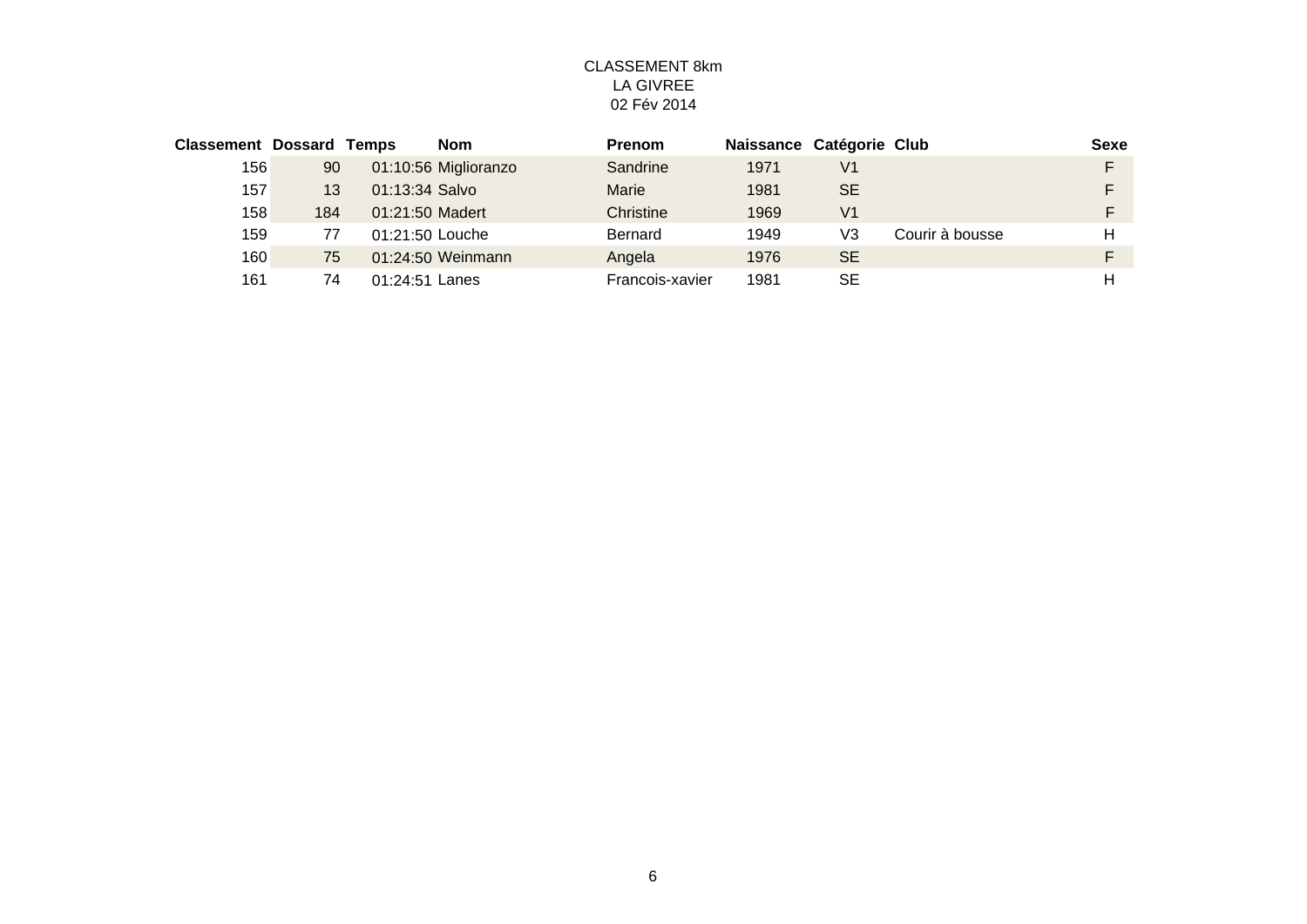CLASSEMENT 8km
LA GIVREE
02 Fév 2014

| Classement | Dossard | Temps | Nom | Prenom | Naissance | Catégorie | Club | Sexe |
|---|---|---|---|---|---|---|---|---|
| 156 | 90 | 01:10:56 | Miglioranzo | Sandrine | 1971 | V1 | | F |
| 157 | 13 | 01:13:34 | Salvo | Marie | 1981 | SE | | F |
| 158 | 184 | 01:21:50 | Madert | Christine | 1969 | V1 | | F |
| 159 | 77 | 01:21:50 | Louche | Bernard | 1949 | V3 | Courir à bousse | H |
| 160 | 75 | 01:24:50 | Weinmann | Angela | 1976 | SE | | F |
| 161 | 74 | 01:24:51 | Lanes | Francois-xavier | 1981 | SE | | H |